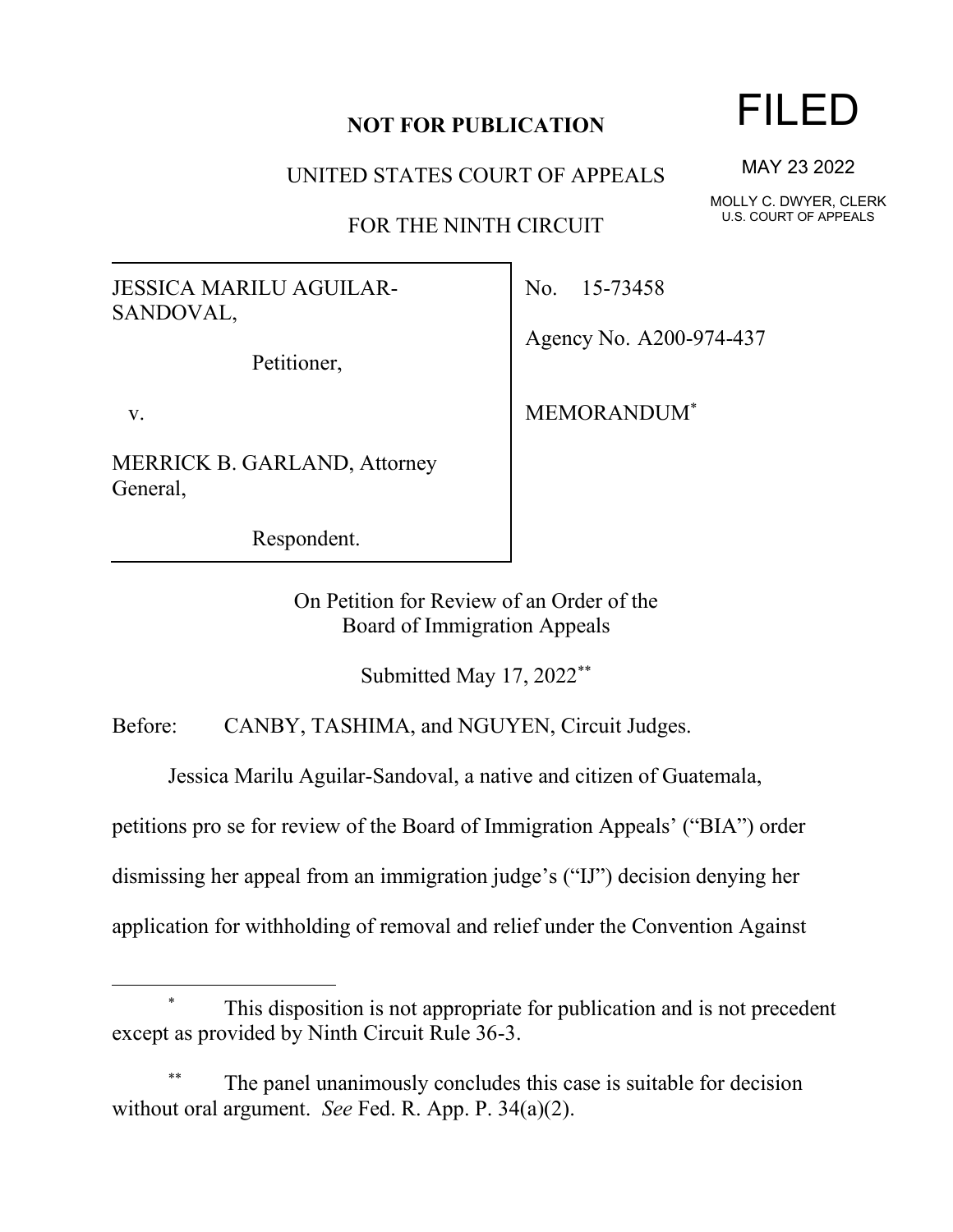**NOT FOR PUBLICATION**

UNITED STATES COURT OF APPEALS

FOR THE NINTH CIRCUIT

FILED

MAY 23 2022

MOLLY C. DWYER, CLERK
U.S. COURT OF APPEALS

JESSICA MARILU AGUILAR-SANDOVAL,

Petitioner,

v.

MERRICK B. GARLAND, Attorney General,

Respondent.

No. 15-73458

Agency No. A200-974-437

MEMORANDUM*

On Petition for Review of an Order of the
Board of Immigration Appeals

Submitted May 17, 2022**

Before: CANBY, TASHIMA, and NGUYEN, Circuit Judges.

Jessica Marilu Aguilar-Sandoval, a native and citizen of Guatemala, petitions pro se for review of the Board of Immigration Appeals' ("BIA") order dismissing her appeal from an immigration judge's ("IJ") decision denying her application for withholding of removal and relief under the Convention Against

---

\* This disposition is not appropriate for publication and is not precedent except as provided by Ninth Circuit Rule 36-3.

\*\* The panel unanimously concludes this case is suitable for decision without oral argument. *See* Fed. R. App. P. 34(a)(2).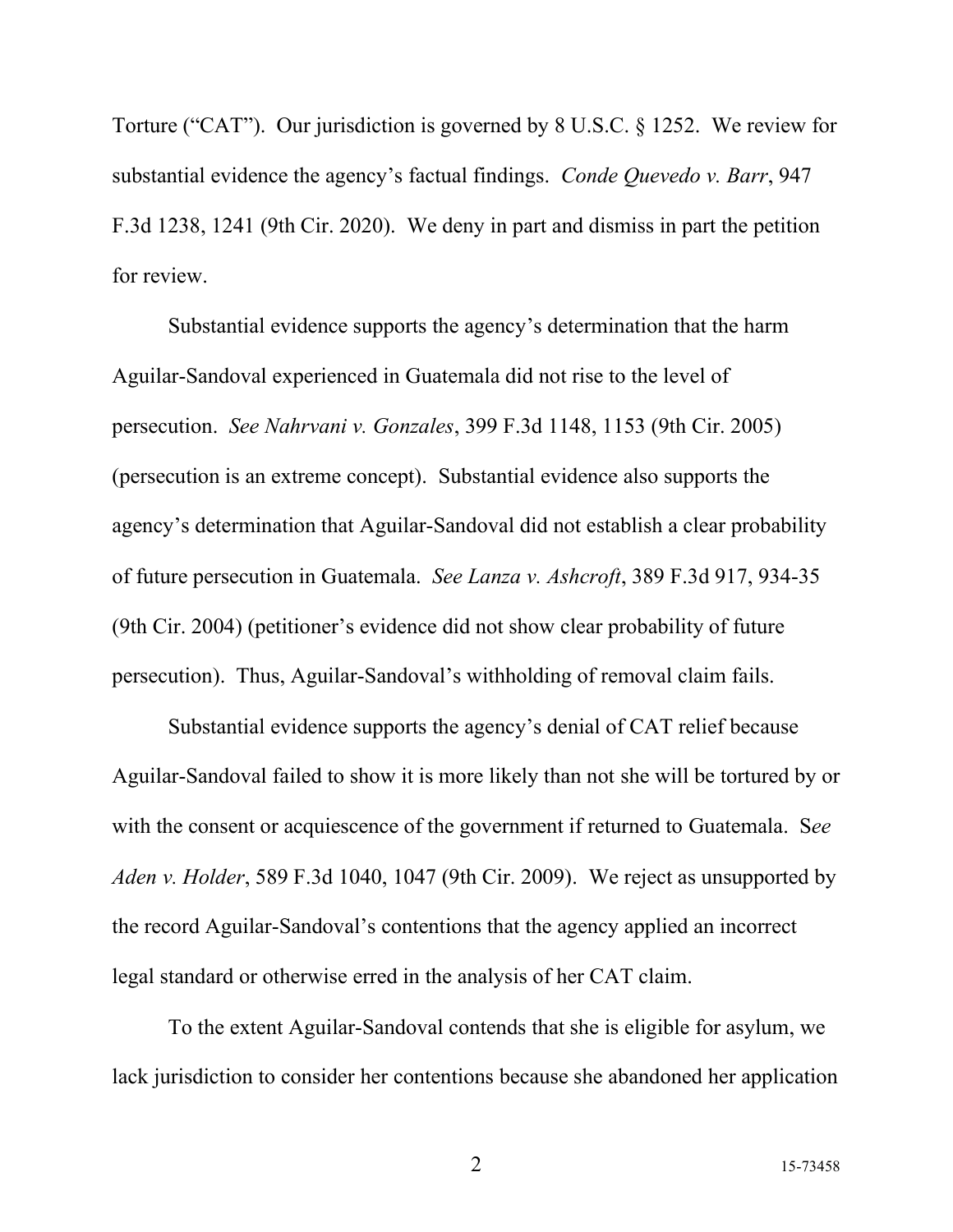Torture ("CAT"). Our jurisdiction is governed by 8 U.S.C. § 1252. We review for substantial evidence the agency's factual findings. *Conde Quevedo v. Barr*, 947 F.3d 1238, 1241 (9th Cir. 2020). We deny in part and dismiss in part the petition for review.

Substantial evidence supports the agency's determination that the harm Aguilar-Sandoval experienced in Guatemala did not rise to the level of persecution. *See Nahrvani v. Gonzales*, 399 F.3d 1148, 1153 (9th Cir. 2005) (persecution is an extreme concept). Substantial evidence also supports the agency's determination that Aguilar-Sandoval did not establish a clear probability of future persecution in Guatemala. *See Lanza v. Ashcroft*, 389 F.3d 917, 934-35 (9th Cir. 2004) (petitioner's evidence did not show clear probability of future persecution). Thus, Aguilar-Sandoval's withholding of removal claim fails.

Substantial evidence supports the agency's denial of CAT relief because Aguilar-Sandoval failed to show it is more likely than not she will be tortured by or with the consent or acquiescence of the government if returned to Guatemala. S*ee Aden v. Holder*, 589 F.3d 1040, 1047 (9th Cir. 2009). We reject as unsupported by the record Aguilar-Sandoval's contentions that the agency applied an incorrect legal standard or otherwise erred in the analysis of her CAT claim.

To the extent Aguilar-Sandoval contends that she is eligible for asylum, we lack jurisdiction to consider her contentions because she abandoned her application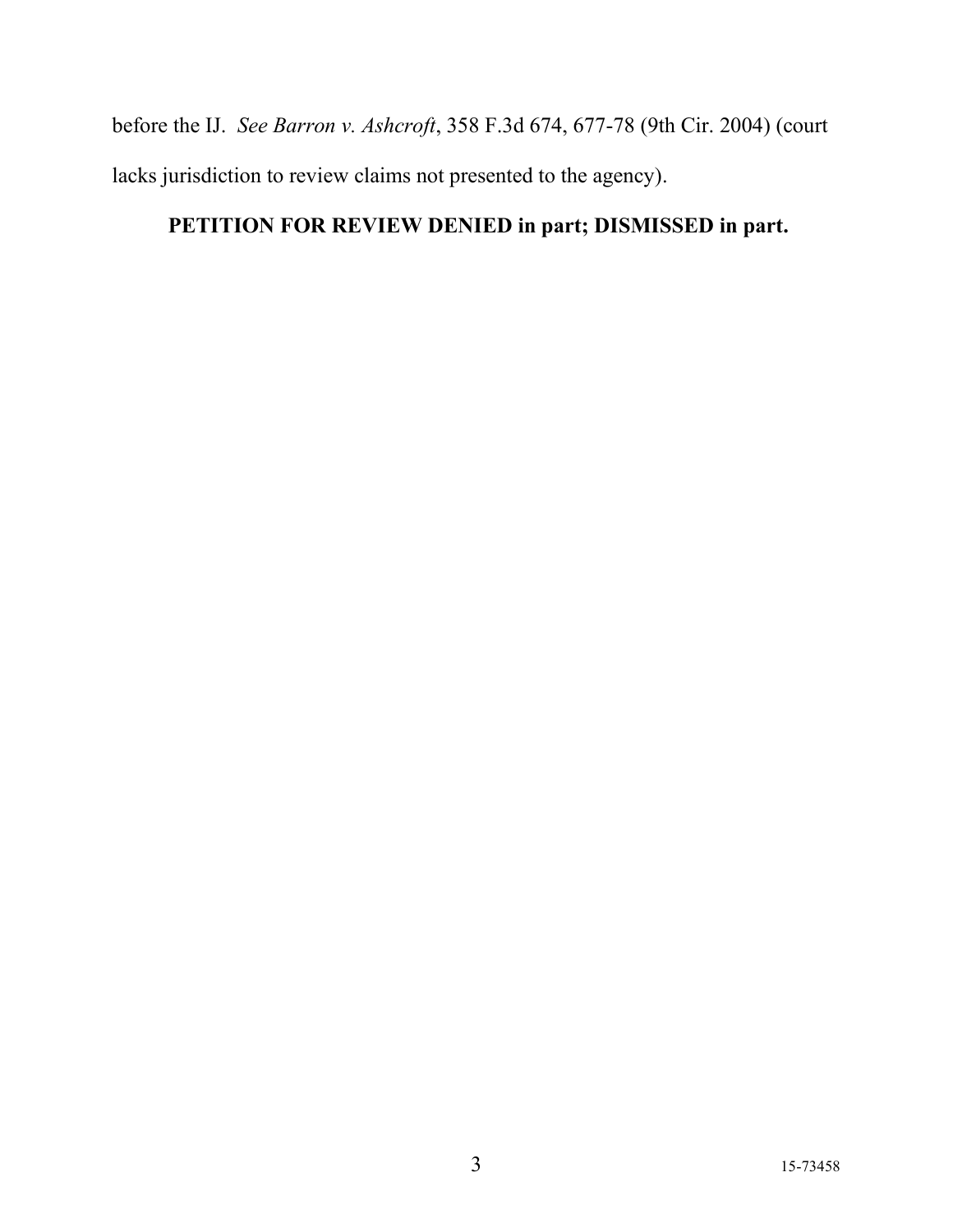before the IJ. *See Barron v. Ashcroft*, 358 F.3d 674, 677-78 (9th Cir. 2004) (court lacks jurisdiction to review claims not presented to the agency).

**PETITION FOR REVIEW DENIED in part; DISMISSED in part.**